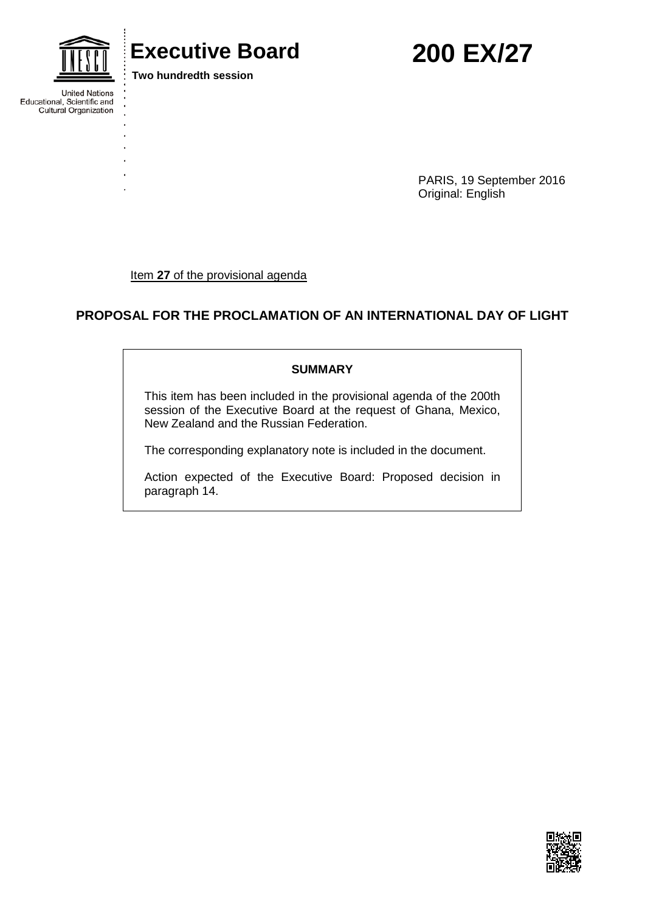United Nations Educational, Scientific and Cultural Organization

# Executive Board

**Two hundredth session**

# 200 EX/27

PARIS, 19 September 2016
Original: English

Item **27** of the provisional agenda

## PROPOSAL FOR THE PROCLAMATION OF AN INTERNATIONAL DAY OF LIGHT

**SUMMARY**

This item has been included in the provisional agenda of the 200th session of the Executive Board at the request of Ghana, Mexico, New Zealand and the Russian Federation.

The corresponding explanatory note is included in the document.

Action expected of the Executive Board: Proposed decision in paragraph 14.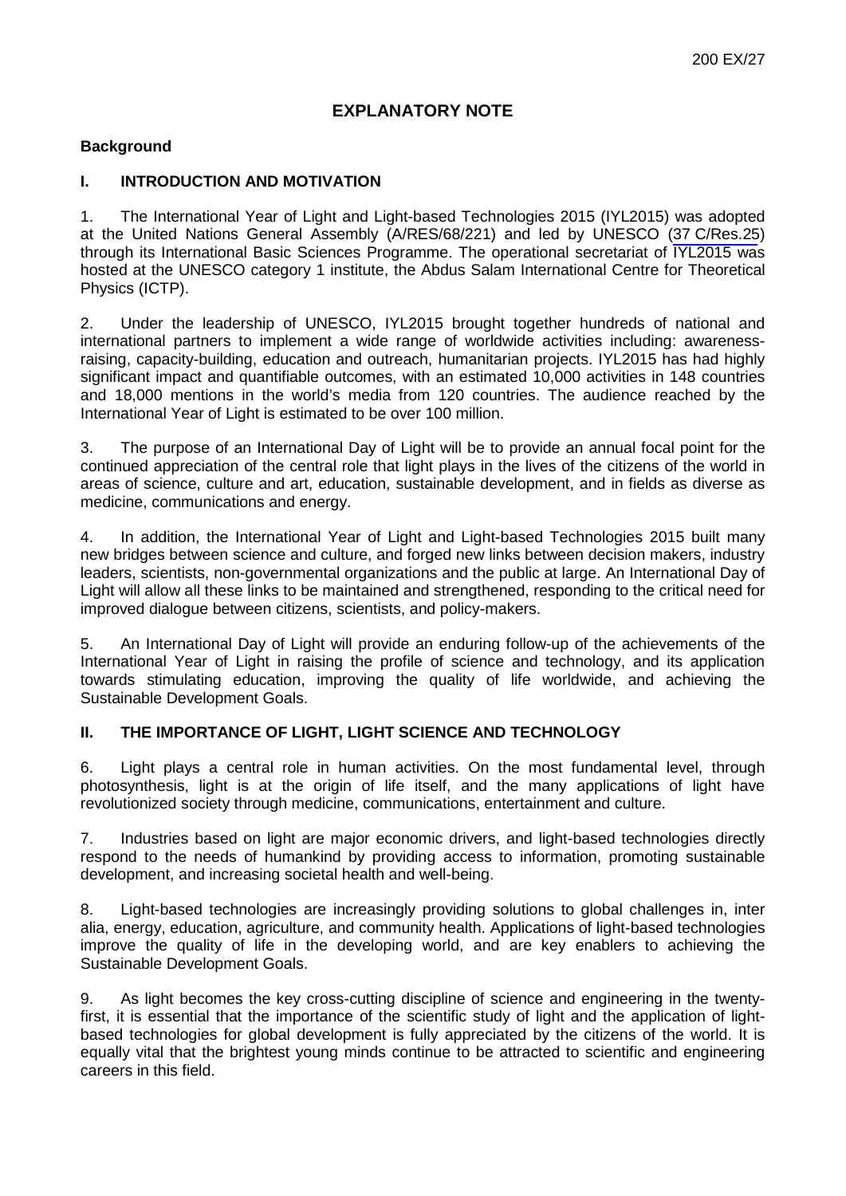# EXPLANATORY NOTE

**Background**

## I. INTRODUCTION AND MOTIVATION

1. The International Year of Light and Light-based Technologies 2015 (IYL2015) was adopted at the United Nations General Assembly (A/RES/68/221) and led by UNESCO (37 C/Res.25) through its International Basic Sciences Programme. The operational secretariat of IYL2015 was hosted at the UNESCO category 1 institute, the Abdus Salam International Centre for Theoretical Physics (ICTP).

2. Under the leadership of UNESCO, IYL2015 brought together hundreds of national and international partners to implement a wide range of worldwide activities including: awareness-raising, capacity-building, education and outreach, humanitarian projects. IYL2015 has had highly significant impact and quantifiable outcomes, with an estimated 10,000 activities in 148 countries and 18,000 mentions in the world's media from 120 countries. The audience reached by the International Year of Light is estimated to be over 100 million.

3. The purpose of an International Day of Light will be to provide an annual focal point for the continued appreciation of the central role that light plays in the lives of the citizens of the world in areas of science, culture and art, education, sustainable development, and in fields as diverse as medicine, communications and energy.

4. In addition, the International Year of Light and Light-based Technologies 2015 built many new bridges between science and culture, and forged new links between decision makers, industry leaders, scientists, non-governmental organizations and the public at large. An International Day of Light will allow all these links to be maintained and strengthened, responding to the critical need for improved dialogue between citizens, scientists, and policy-makers.

5. An International Day of Light will provide an enduring follow-up of the achievements of the International Year of Light in raising the profile of science and technology, and its application towards stimulating education, improving the quality of life worldwide, and achieving the Sustainable Development Goals.

## II. THE IMPORTANCE OF LIGHT, LIGHT SCIENCE AND TECHNOLOGY

6. Light plays a central role in human activities. On the most fundamental level, through photosynthesis, light is at the origin of life itself, and the many applications of light have revolutionized society through medicine, communications, entertainment and culture.

7. Industries based on light are major economic drivers, and light-based technologies directly respond to the needs of humankind by providing access to information, promoting sustainable development, and increasing societal health and well-being.

8. Light-based technologies are increasingly providing solutions to global challenges in, inter alia, energy, education, agriculture, and community health. Applications of light-based technologies improve the quality of life in the developing world, and are key enablers to achieving the Sustainable Development Goals.

9. As light becomes the key cross-cutting discipline of science and engineering in the twenty-first, it is essential that the importance of the scientific study of light and the application of light-based technologies for global development is fully appreciated by the citizens of the world. It is equally vital that the brightest young minds continue to be attracted to scientific and engineering careers in this field.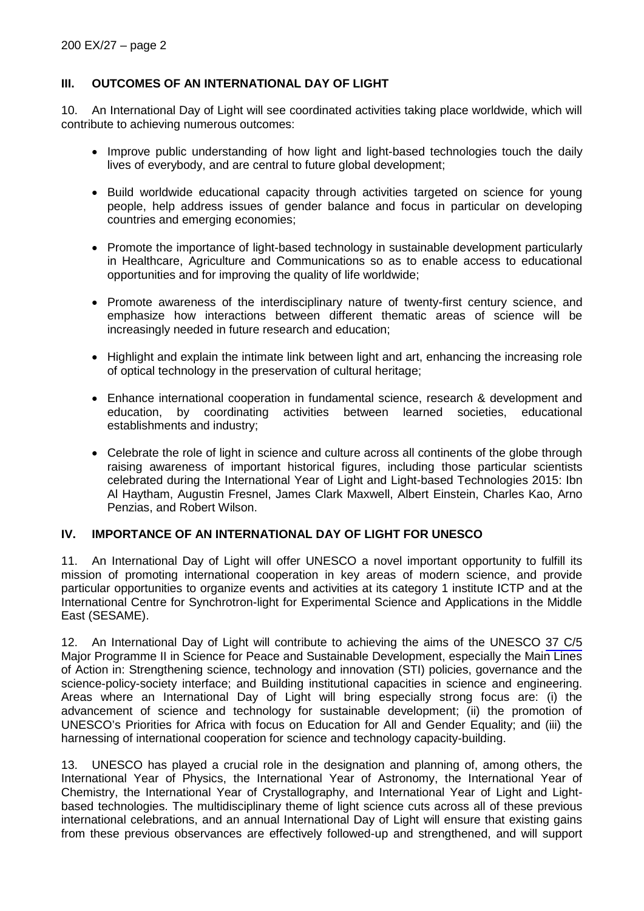## III. OUTCOMES OF AN INTERNATIONAL DAY OF LIGHT

10. An International Day of Light will see coordinated activities taking place worldwide, which will contribute to achieving numerous outcomes:

- Improve public understanding of how light and light-based technologies touch the daily lives of everybody, and are central to future global development;
- Build worldwide educational capacity through activities targeted on science for young people, help address issues of gender balance and focus in particular on developing countries and emerging economies;
- Promote the importance of light-based technology in sustainable development particularly in Healthcare, Agriculture and Communications so as to enable access to educational opportunities and for improving the quality of life worldwide;
- Promote awareness of the interdisciplinary nature of twenty-first century science, and emphasize how interactions between different thematic areas of science will be increasingly needed in future research and education;
- Highlight and explain the intimate link between light and art, enhancing the increasing role of optical technology in the preservation of cultural heritage;
- Enhance international cooperation in fundamental science, research & development and education, by coordinating activities between learned societies, educational establishments and industry;
- Celebrate the role of light in science and culture across all continents of the globe through raising awareness of important historical figures, including those particular scientists celebrated during the International Year of Light and Light-based Technologies 2015: Ibn Al Haytham, Augustin Fresnel, James Clark Maxwell, Albert Einstein, Charles Kao, Arno Penzias, and Robert Wilson.

## IV. IMPORTANCE OF AN INTERNATIONAL DAY OF LIGHT FOR UNESCO

11. An International Day of Light will offer UNESCO a novel important opportunity to fulfill its mission of promoting international cooperation in key areas of modern science, and provide particular opportunities to organize events and activities at its category 1 institute ICTP and at the International Centre for Synchrotron-light for Experimental Science and Applications in the Middle East (SESAME).

12. An International Day of Light will contribute to achieving the aims of the UNESCO 37 C/5 Major Programme II in Science for Peace and Sustainable Development, especially the Main Lines of Action in: Strengthening science, technology and innovation (STI) policies, governance and the science-policy-society interface; and Building institutional capacities in science and engineering. Areas where an International Day of Light will bring especially strong focus are: (i) the advancement of science and technology for sustainable development; (ii) the promotion of UNESCO's Priorities for Africa with focus on Education for All and Gender Equality; and (iii) the harnessing of international cooperation for science and technology capacity-building.

13. UNESCO has played a crucial role in the designation and planning of, among others, the International Year of Physics, the International Year of Astronomy, the International Year of Chemistry, the International Year of Crystallography, and International Year of Light and Light-based technologies. The multidisciplinary theme of light science cuts across all of these previous international celebrations, and an annual International Day of Light will ensure that existing gains from these previous observances are effectively followed-up and strengthened, and will support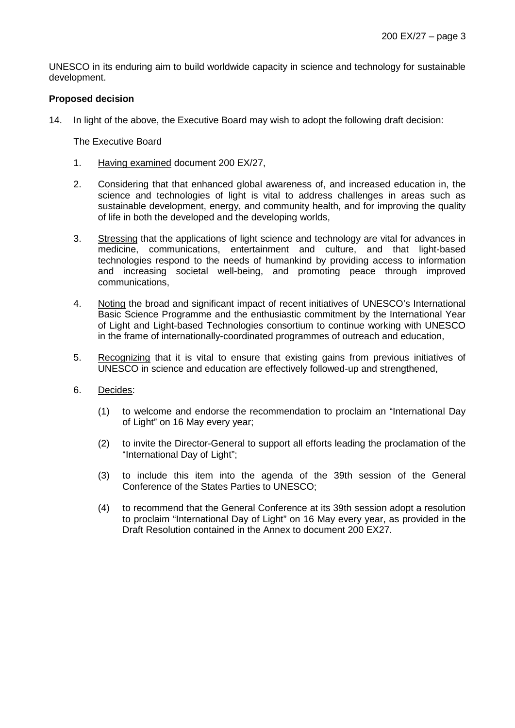UNESCO in its enduring aim to build worldwide capacity in science and technology for sustainable development.

**Proposed decision**

14. In light of the above, the Executive Board may wish to adopt the following draft decision:

The Executive Board

1. Having examined document 200 EX/27,

2. Considering that that enhanced global awareness of, and increased education in, the science and technologies of light is vital to address challenges in areas such as sustainable development, energy, and community health, and for improving the quality of life in both the developed and the developing worlds,

3. Stressing that the applications of light science and technology are vital for advances in medicine, communications, entertainment and culture, and that light-based technologies respond to the needs of humankind by providing access to information and increasing societal well-being, and promoting peace through improved communications,

4. Noting the broad and significant impact of recent initiatives of UNESCO's International Basic Science Programme and the enthusiastic commitment by the International Year of Light and Light-based Technologies consortium to continue working with UNESCO in the frame of internationally-coordinated programmes of outreach and education,

5. Recognizing that it is vital to ensure that existing gains from previous initiatives of UNESCO in science and education are effectively followed-up and strengthened,

6. Decides:

   (1) to welcome and endorse the recommendation to proclaim an "International Day of Light" on 16 May every year;

   (2) to invite the Director-General to support all efforts leading the proclamation of the "International Day of Light";

   (3) to include this item into the agenda of the 39th session of the General Conference of the States Parties to UNESCO;

   (4) to recommend that the General Conference at its 39th session adopt a resolution to proclaim "International Day of Light" on 16 May every year, as provided in the Draft Resolution contained in the Annex to document 200 EX27.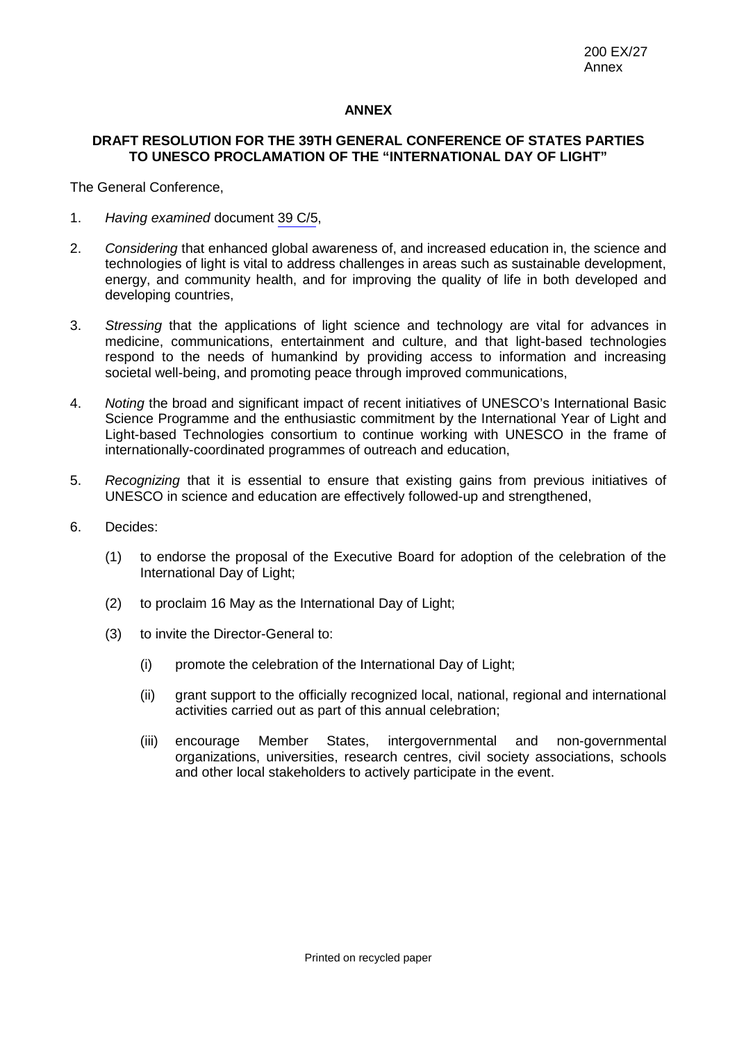**ANNEX**

**DRAFT RESOLUTION FOR THE 39TH GENERAL CONFERENCE OF STATES PARTIES TO UNESCO PROCLAMATION OF THE "INTERNATIONAL DAY OF LIGHT"**

The General Conference,

1. *Having examined* document 39 C/5,

2. *Considering* that enhanced global awareness of, and increased education in, the science and technologies of light is vital to address challenges in areas such as sustainable development, energy, and community health, and for improving the quality of life in both developed and developing countries,

3. *Stressing* that the applications of light science and technology are vital for advances in medicine, communications, entertainment and culture, and that light-based technologies respond to the needs of humankind by providing access to information and increasing societal well-being, and promoting peace through improved communications,

4. *Noting* the broad and significant impact of recent initiatives of UNESCO's International Basic Science Programme and the enthusiastic commitment by the International Year of Light and Light-based Technologies consortium to continue working with UNESCO in the frame of internationally-coordinated programmes of outreach and education,

5. *Recognizing* that it is essential to ensure that existing gains from previous initiatives of UNESCO in science and education are effectively followed-up and strengthened,

6. Decides:

   (1) to endorse the proposal of the Executive Board for adoption of the celebration of the International Day of Light;

   (2) to proclaim 16 May as the International Day of Light;

   (3) to invite the Director-General to:

      (i) promote the celebration of the International Day of Light;

      (ii) grant support to the officially recognized local, national, regional and international activities carried out as part of this annual celebration;

      (iii) encourage Member States, intergovernmental and non-governmental organizations, universities, research centres, civil society associations, schools and other local stakeholders to actively participate in the event.

Printed on recycled paper